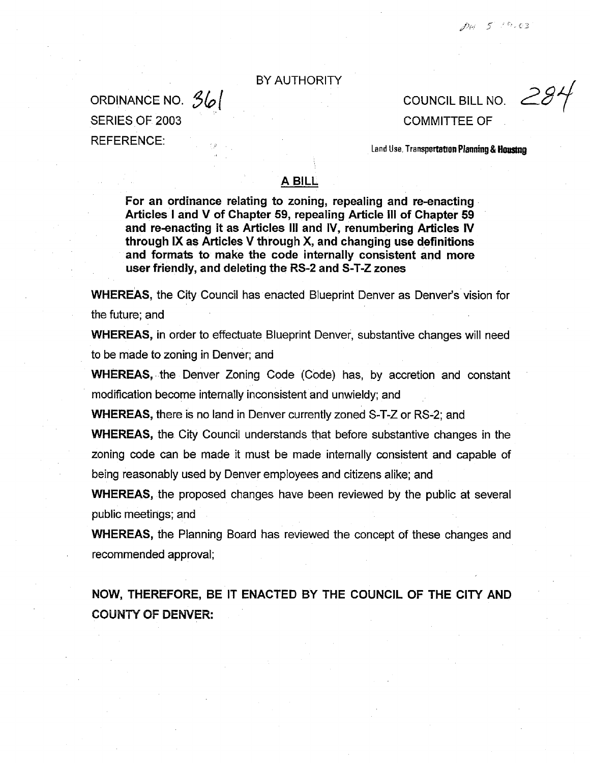BY AUTHORITY

ORDINANCE NO. 361
SERIES OF 2003
REFERENCE:

COUNCIL BILL NO. 284
COMMITTEE OF

Land Use, Transportation Planning & Housing

## A BILL

**For an ordinance relating to zoning, repealing and re-enacting Articles I and V of Chapter 59, repealing Article III of Chapter 59 and re-enacting it as Articles III and IV, renumbering Articles IV through IX as Articles V through X, and changing use definitions and formats to make the code internally consistent and more user friendly, and deleting the RS-2 and S-T-Z zones**

**WHEREAS,** the City Council has enacted Blueprint Denver as Denver's vision for the future; and

**WHEREAS,** in order to effectuate Blueprint Denver, substantive changes will need to be made to zoning in Denver; and

**WHEREAS,** the Denver Zoning Code (Code) has, by accretion and constant modification become internally inconsistent and unwieldy; and

**WHEREAS,** there is no land in Denver currently zoned S-T-Z or RS-2; and

**WHEREAS,** the City Council understands that before substantive changes in the zoning code can be made it must be made internally consistent and capable of being reasonably used by Denver employees and citizens alike; and

**WHEREAS,** the proposed changes have been reviewed by the public at several public meetings; and

**WHEREAS,** the Planning Board has reviewed the concept of these changes and recommended approval;

**NOW, THEREFORE, BE IT ENACTED BY THE COUNCIL OF THE CITY AND COUNTY OF DENVER:**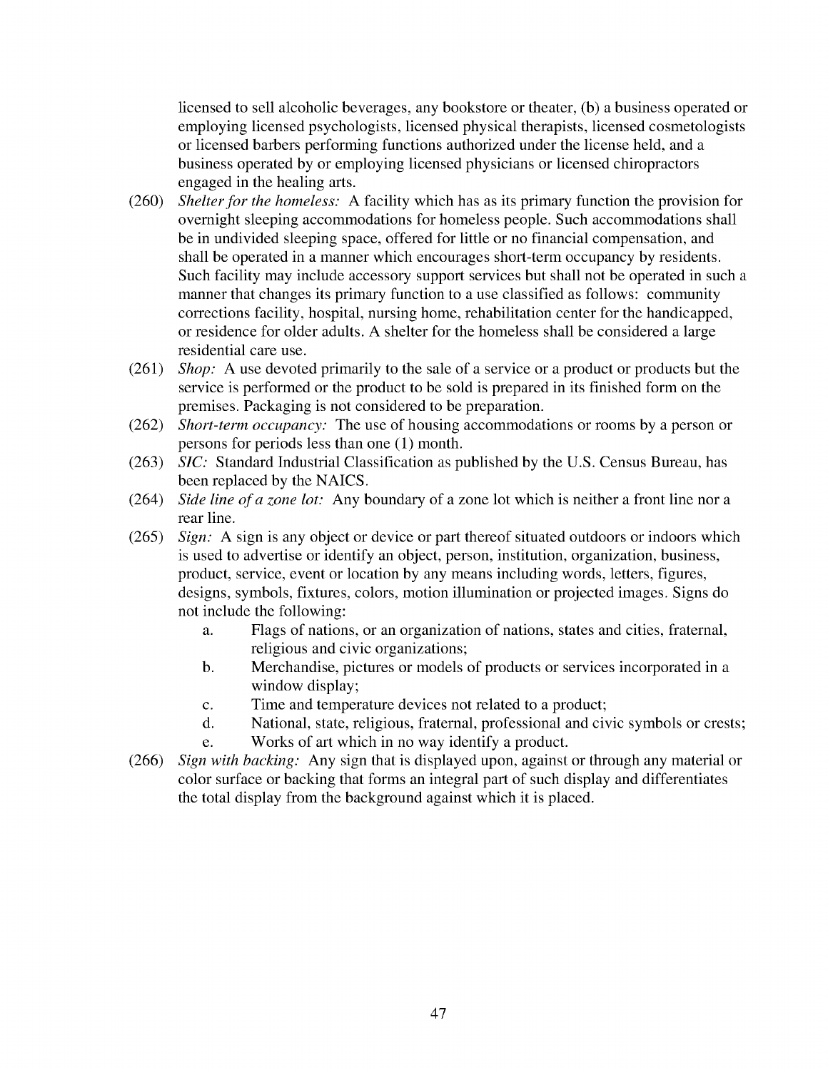licensed to sell alcoholic beverages, any bookstore or theater, (b) a business operated or employing licensed psychologists, licensed physical therapists, licensed cosmetologists or licensed barbers performing functions authorized under the license held, and a business operated by or employing licensed physicians or licensed chiropractors engaged in the healing arts.

(260) *Shelter for the homeless:* A facility which has as its primary function the provision for overnight sleeping accommodations for homeless people. Such accommodations shall be in undivided sleeping space, offered for little or no financial compensation, and shall be operated in a manner which encourages short-term occupancy by residents. Such facility may include accessory support services but shall not be operated in such a manner that changes its primary function to a use classified as follows: community corrections facility, hospital, nursing home, rehabilitation center for the handicapped, or residence for older adults. A shelter for the homeless shall be considered a large residential care use.

(261) *Shop:* A use devoted primarily to the sale of a service or a product or products but the service is performed or the product to be sold is prepared in its finished form on the premises. Packaging is not considered to be preparation.

(262) *Short-term occupancy:* The use of housing accommodations or rooms by a person or persons for periods less than one (1) month.

(263) *SIC:* Standard Industrial Classification as published by the U.S. Census Bureau, has been replaced by the NAICS.

(264) *Side line of a zone lot:* Any boundary of a zone lot which is neither a front line nor a rear line.

(265) *Sign:* A sign is any object or device or part thereof situated outdoors or indoors which is used to advertise or identify an object, person, institution, organization, business, product, service, event or location by any means including words, letters, figures, designs, symbols, fixtures, colors, motion illumination or projected images. Signs do not include the following:

   a. Flags of nations, or an organization of nations, states and cities, fraternal, religious and civic organizations;
   b. Merchandise, pictures or models of products or services incorporated in a window display;
   c. Time and temperature devices not related to a product;
   d. National, state, religious, fraternal, professional and civic symbols or crests;
   e. Works of art which in no way identify a product.

(266) *Sign with backing:* Any sign that is displayed upon, against or through any material or color surface or backing that forms an integral part of such display and differentiates the total display from the background against which it is placed.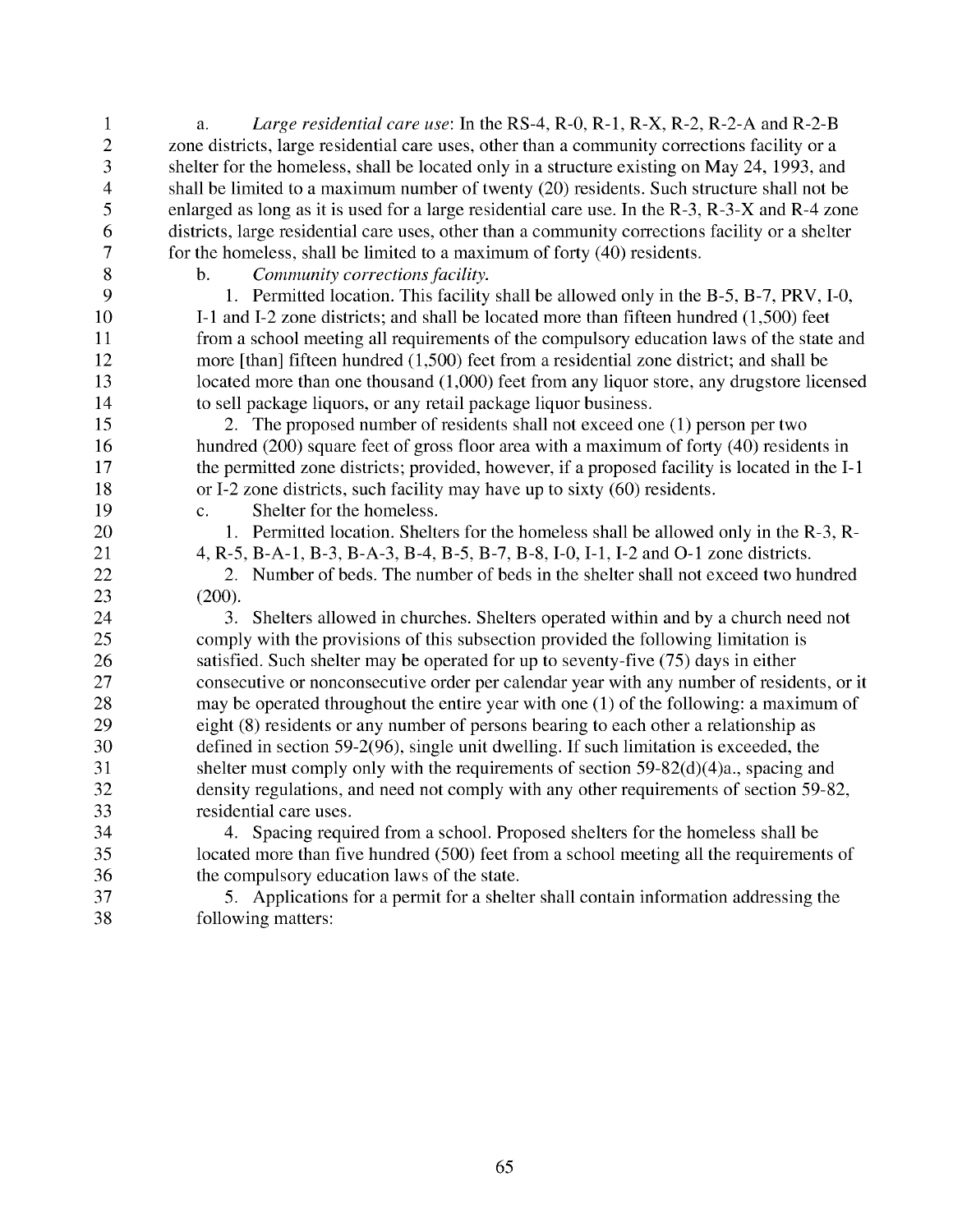a. *Large residential care use*: In the RS-4, R-0, R-1, R-X, R-2, R-2-A and R-2-B zone districts, large residential care uses, other than a community corrections facility or a shelter for the homeless, shall be located only in a structure existing on May 24, 1993, and shall be limited to a maximum number of twenty (20) residents. Such structure shall not be enlarged as long as it is used for a large residential care use. In the R-3, R-3-X and R-4 zone districts, large residential care uses, other than a community corrections facility or a shelter for the homeless, shall be limited to a maximum of forty (40) residents.

b. *Community corrections facility.*

1. Permitted location. This facility shall be allowed only in the B-5, B-7, PRV, I-0, I-1 and I-2 zone districts; and shall be located more than fifteen hundred (1,500) feet from a school meeting all requirements of the compulsory education laws of the state and more [than] fifteen hundred (1,500) feet from a residential zone district; and shall be located more than one thousand (1,000) feet from any liquor store, any drugstore licensed to sell package liquors, or any retail package liquor business.

2. The proposed number of residents shall not exceed one (1) person per two hundred (200) square feet of gross floor area with a maximum of forty (40) residents in the permitted zone districts; provided, however, if a proposed facility is located in the I-1 or I-2 zone districts, such facility may have up to sixty (60) residents.

c. Shelter for the homeless.

1. Permitted location. Shelters for the homeless shall be allowed only in the R-3, R-4, R-5, B-A-1, B-3, B-A-3, B-4, B-5, B-7, B-8, I-0, I-1, I-2 and O-1 zone districts.

2. Number of beds. The number of beds in the shelter shall not exceed two hundred (200).

3. Shelters allowed in churches. Shelters operated within and by a church need not comply with the provisions of this subsection provided the following limitation is satisfied. Such shelter may be operated for up to seventy-five (75) days in either consecutive or nonconsecutive order per calendar year with any number of residents, or it may be operated throughout the entire year with one (1) of the following: a maximum of eight (8) residents or any number of persons bearing to each other a relationship as defined in section 59-2(96), single unit dwelling. If such limitation is exceeded, the shelter must comply only with the requirements of section 59-82(d)(4)a., spacing and density regulations, and need not comply with any other requirements of section 59-82, residential care uses.

4. Spacing required from a school. Proposed shelters for the homeless shall be located more than five hundred (500) feet from a school meeting all the requirements of the compulsory education laws of the state.

5. Applications for a permit for a shelter shall contain information addressing the following matters: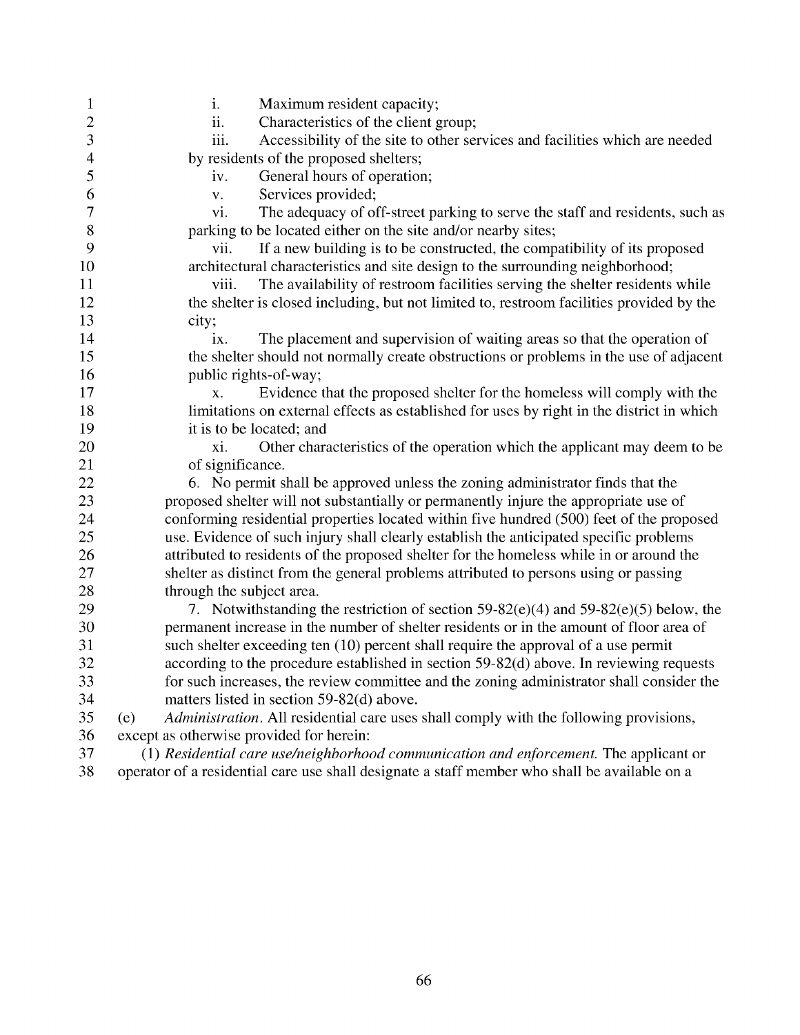i. Maximum resident capacity;

ii. Characteristics of the client group;

iii. Accessibility of the site to other services and facilities which are needed by residents of the proposed shelters;

iv. General hours of operation;

v. Services provided;

vi. The adequacy of off-street parking to serve the staff and residents, such as parking to be located either on the site and/or nearby sites;

vii. If a new building is to be constructed, the compatibility of its proposed architectural characteristics and site design to the surrounding neighborhood;

viii. The availability of restroom facilities serving the shelter residents while the shelter is closed including, but not limited to, restroom facilities provided by the city;

ix. The placement and supervision of waiting areas so that the operation of the shelter should not normally create obstructions or problems in the use of adjacent public rights-of-way;

x. Evidence that the proposed shelter for the homeless will comply with the limitations on external effects as established for uses by right in the district in which it is to be located; and

xi. Other characteristics of the operation which the applicant may deem to be of significance.

6. No permit shall be approved unless the zoning administrator finds that the proposed shelter will not substantially or permanently injure the appropriate use of conforming residential properties located within five hundred (500) feet of the proposed use. Evidence of such injury shall clearly establish the anticipated specific problems attributed to residents of the proposed shelter for the homeless while in or around the shelter as distinct from the general problems attributed to persons using or passing through the subject area.

7. Notwithstanding the restriction of section 59-82(e)(4) and 59-82(e)(5) below, the permanent increase in the number of shelter residents or in the amount of floor area of such shelter exceeding ten (10) percent shall require the approval of a use permit according to the procedure established in section 59-82(d) above. In reviewing requests for such increases, the review committee and the zoning administrator shall consider the matters listed in section 59-82(d) above.

(e) *Administration*. All residential care uses shall comply with the following provisions, except as otherwise provided for herein:

(1) *Residential care use/neighborhood communication and enforcement.* The applicant or operator of a residential care use shall designate a staff member who shall be available on a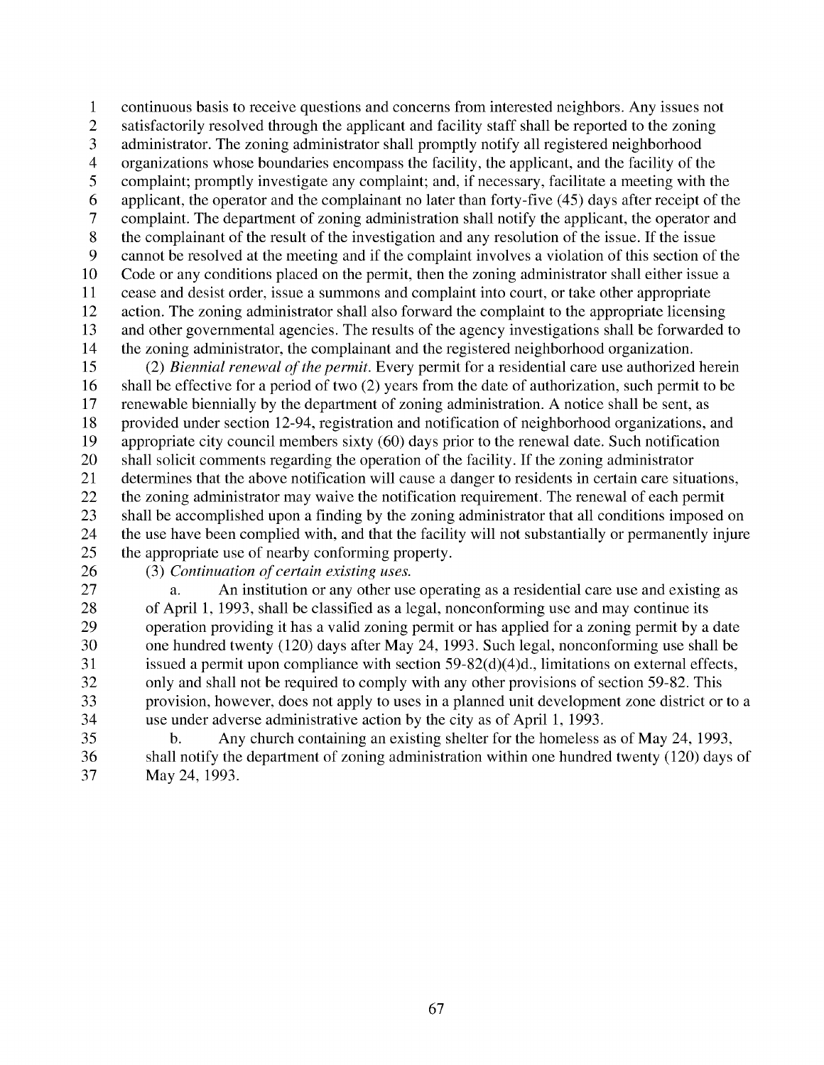continuous basis to receive questions and concerns from interested neighbors. Any issues not satisfactorily resolved through the applicant and facility staff shall be reported to the zoning administrator. The zoning administrator shall promptly notify all registered neighborhood organizations whose boundaries encompass the facility, the applicant, and the facility of the complaint; promptly investigate any complaint; and, if necessary, facilitate a meeting with the applicant, the operator and the complainant no later than forty-five (45) days after receipt of the complaint. The department of zoning administration shall notify the applicant, the operator and the complainant of the result of the investigation and any resolution of the issue. If the issue cannot be resolved at the meeting and if the complaint involves a violation of this section of the Code or any conditions placed on the permit, then the zoning administrator shall either issue a cease and desist order, issue a summons and complaint into court, or take other appropriate action. The zoning administrator shall also forward the complaint to the appropriate licensing and other governmental agencies. The results of the agency investigations shall be forwarded to the zoning administrator, the complainant and the registered neighborhood organization.

(2) *Biennial renewal of the permit.* Every permit for a residential care use authorized herein shall be effective for a period of two (2) years from the date of authorization, such permit to be renewable biennially by the department of zoning administration. A notice shall be sent, as provided under section 12-94, registration and notification of neighborhood organizations, and appropriate city council members sixty (60) days prior to the renewal date. Such notification shall solicit comments regarding the operation of the facility. If the zoning administrator determines that the above notification will cause a danger to residents in certain care situations, the zoning administrator may waive the notification requirement. The renewal of each permit shall be accomplished upon a finding by the zoning administrator that all conditions imposed on the use have been complied with, and that the facility will not substantially or permanently injure the appropriate use of nearby conforming property.

(3) *Continuation of certain existing uses.*

a. An institution or any other use operating as a residential care use and existing as of April 1, 1993, shall be classified as a legal, nonconforming use and may continue its operation providing it has a valid zoning permit or has applied for a zoning permit by a date one hundred twenty (120) days after May 24, 1993. Such legal, nonconforming use shall be issued a permit upon compliance with section 59-82(d)(4)d., limitations on external effects, only and shall not be required to comply with any other provisions of section 59-82. This provision, however, does not apply to uses in a planned unit development zone district or to a use under adverse administrative action by the city as of April 1, 1993.

b. Any church containing an existing shelter for the homeless as of May 24, 1993, shall notify the department of zoning administration within one hundred twenty (120) days of May 24, 1993.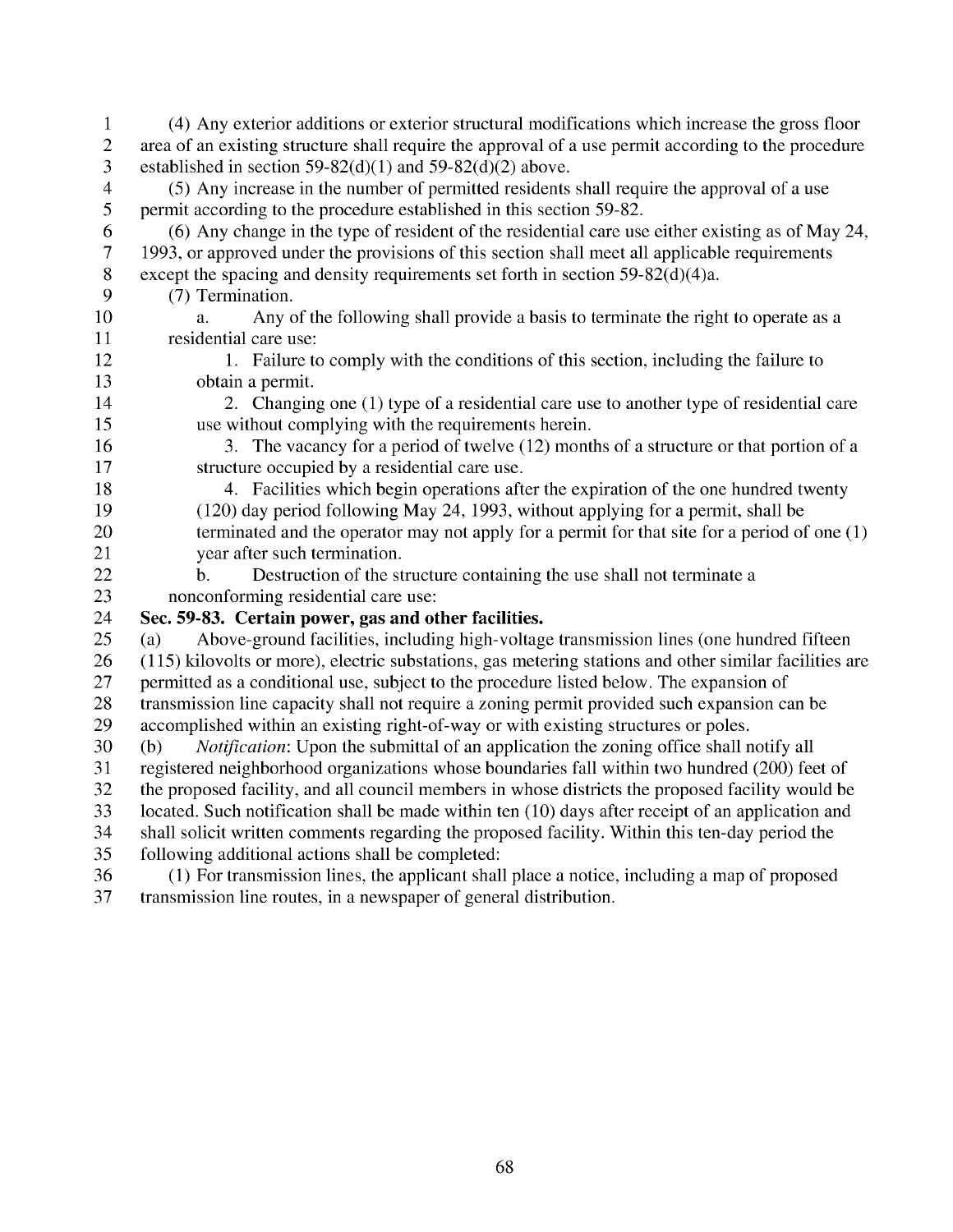(4) Any exterior additions or exterior structural modifications which increase the gross floor area of an existing structure shall require the approval of a use permit according to the procedure established in section 59-82(d)(1) and 59-82(d)(2) above.

(5) Any increase in the number of permitted residents shall require the approval of a use permit according to the procedure established in this section 59-82.

(6) Any change in the type of resident of the residential care use either existing as of May 24, 1993, or approved under the provisions of this section shall meet all applicable requirements except the spacing and density requirements set forth in section 59-82(d)(4)a.

(7) Termination.

a. Any of the following shall provide a basis to terminate the right to operate as a residential care use:

1. Failure to comply with the conditions of this section, including the failure to obtain a permit.

2. Changing one (1) type of a residential care use to another type of residential care use without complying with the requirements herein.

3. The vacancy for a period of twelve (12) months of a structure or that portion of a structure occupied by a residential care use.

4. Facilities which begin operations after the expiration of the one hundred twenty (120) day period following May 24, 1993, without applying for a permit, shall be terminated and the operator may not apply for a permit for that site for a period of one (1) year after such termination.

b. Destruction of the structure containing the use shall not terminate a nonconforming residential care use:

**Sec. 59-83. Certain power, gas and other facilities.**

(a) Above-ground facilities, including high-voltage transmission lines (one hundred fifteen (115) kilovolts or more), electric substations, gas metering stations and other similar facilities are permitted as a conditional use, subject to the procedure listed below. The expansion of transmission line capacity shall not require a zoning permit provided such expansion can be accomplished within an existing right-of-way or with existing structures or poles.

(b) *Notification*: Upon the submittal of an application the zoning office shall notify all registered neighborhood organizations whose boundaries fall within two hundred (200) feet of the proposed facility, and all council members in whose districts the proposed facility would be located. Such notification shall be made within ten (10) days after receipt of an application and shall solicit written comments regarding the proposed facility. Within this ten-day period the following additional actions shall be completed:

(1) For transmission lines, the applicant shall place a notice, including a map of proposed transmission line routes, in a newspaper of general distribution.